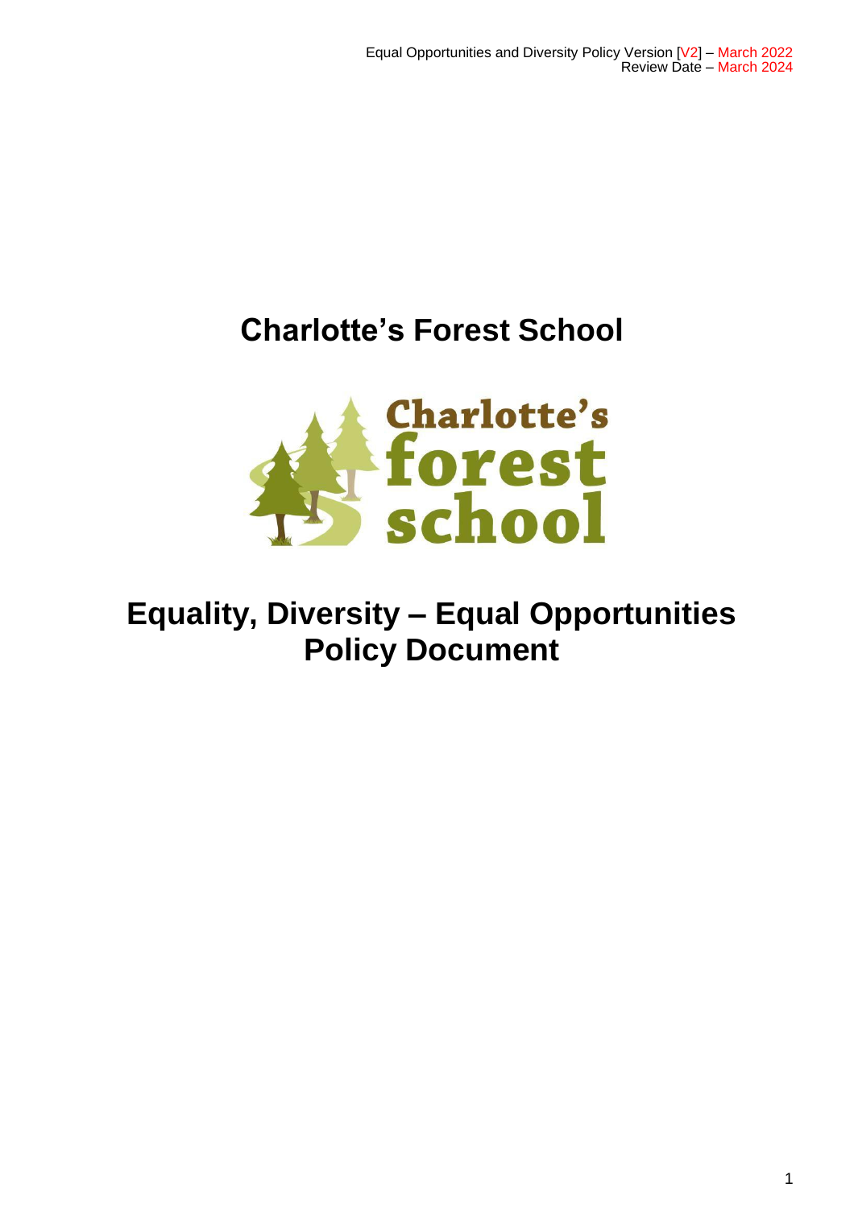Equal Opportunities and Diversity Policy Version [V2] – March 2022
Review Date – March 2024

# Charlotte's Forest School

Charlotte's forest school

# Equality, Diversity – Equal Opportunities Policy Document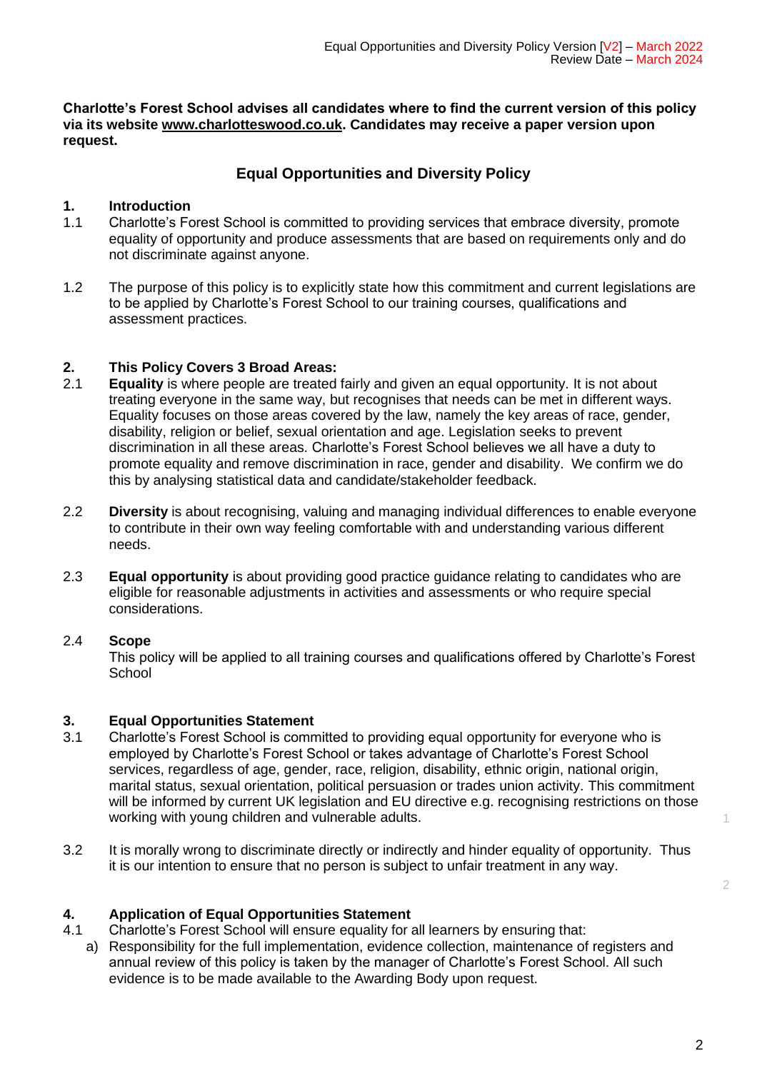**Charlotte's Forest School advises all candidates where to find the current version of this policy via its website www.charlotteswood.co.uk. Candidates may receive a paper version upon request.**

## Equal Opportunities and Diversity Policy

### 1. Introduction

1.1 Charlotte's Forest School is committed to providing services that embrace diversity, promote equality of opportunity and produce assessments that are based on requirements only and do not discriminate against anyone.

1.2 The purpose of this policy is to explicitly state how this commitment and current legislations are to be applied by Charlotte's Forest School to our training courses, qualifications and assessment practices.

### 2. This Policy Covers 3 Broad Areas:

2.1 **Equality** is where people are treated fairly and given an equal opportunity. It is not about treating everyone in the same way, but recognises that needs can be met in different ways. Equality focuses on those areas covered by the law, namely the key areas of race, gender, disability, religion or belief, sexual orientation and age. Legislation seeks to prevent discrimination in all these areas. Charlotte's Forest School believes we all have a duty to promote equality and remove discrimination in race, gender and disability. We confirm we do this by analysing statistical data and candidate/stakeholder feedback.

2.2 **Diversity** is about recognising, valuing and managing individual differences to enable everyone to contribute in their own way feeling comfortable with and understanding various different needs.

2.3 **Equal opportunity** is about providing good practice guidance relating to candidates who are eligible for reasonable adjustments in activities and assessments or who require special considerations.

2.4 **Scope**
This policy will be applied to all training courses and qualifications offered by Charlotte's Forest School

### 3. Equal Opportunities Statement

3.1 Charlotte's Forest School is committed to providing equal opportunity for everyone who is employed by Charlotte's Forest School or takes advantage of Charlotte's Forest School services, regardless of age, gender, race, religion, disability, ethnic origin, national origin, marital status, sexual orientation, political persuasion or trades union activity. This commitment will be informed by current UK legislation and EU directive e.g. recognising restrictions on those working with young children and vulnerable adults.

3.2 It is morally wrong to discriminate directly or indirectly and hinder equality of opportunity. Thus it is our intention to ensure that no person is subject to unfair treatment in any way.

### 4. Application of Equal Opportunities Statement

4.1 Charlotte's Forest School will ensure equality for all learners by ensuring that:

a) Responsibility for the full implementation, evidence collection, maintenance of registers and annual review of this policy is taken by the manager of Charlotte's Forest School. All such evidence is to be made available to the Awarding Body upon request.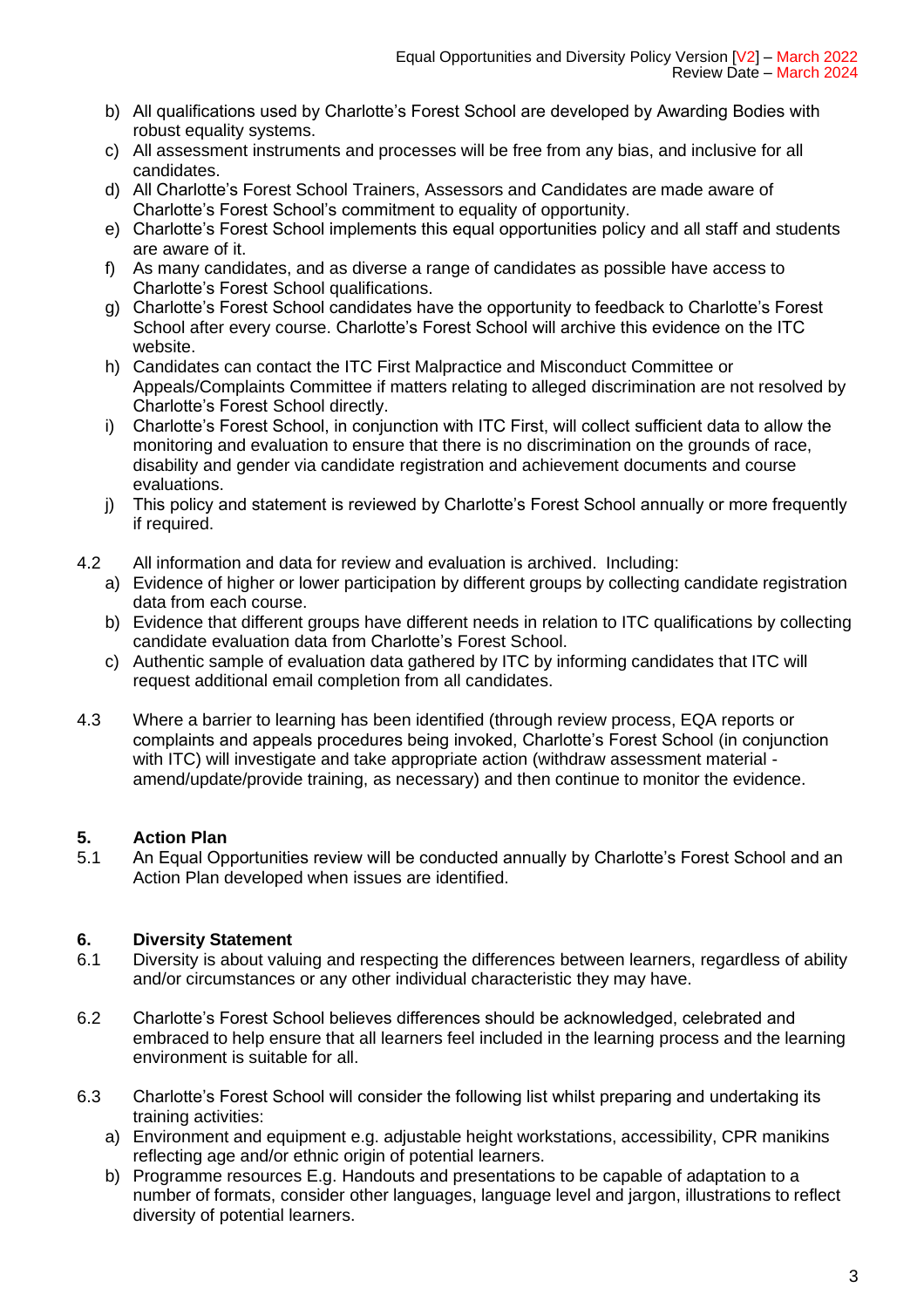b) All qualifications used by Charlotte's Forest School are developed by Awarding Bodies with robust equality systems.
c) All assessment instruments and processes will be free from any bias, and inclusive for all candidates.
d) All Charlotte's Forest School Trainers, Assessors and Candidates are made aware of Charlotte's Forest School's commitment to equality of opportunity.
e) Charlotte's Forest School implements this equal opportunities policy and all staff and students are aware of it.
f) As many candidates, and as diverse a range of candidates as possible have access to Charlotte's Forest School qualifications.
g) Charlotte's Forest School candidates have the opportunity to feedback to Charlotte's Forest School after every course. Charlotte's Forest School will archive this evidence on the ITC website.
h) Candidates can contact the ITC First Malpractice and Misconduct Committee or Appeals/Complaints Committee if matters relating to alleged discrimination are not resolved by Charlotte's Forest School directly.
i) Charlotte's Forest School, in conjunction with ITC First, will collect sufficient data to allow the monitoring and evaluation to ensure that there is no discrimination on the grounds of race, disability and gender via candidate registration and achievement documents and course evaluations.
j) This policy and statement is reviewed by Charlotte's Forest School annually or more frequently if required.

4.2 All information and data for review and evaluation is archived. Including:

a) Evidence of higher or lower participation by different groups by collecting candidate registration data from each course.
b) Evidence that different groups have different needs in relation to ITC qualifications by collecting candidate evaluation data from Charlotte's Forest School.
c) Authentic sample of evaluation data gathered by ITC by informing candidates that ITC will request additional email completion from all candidates.

4.3 Where a barrier to learning has been identified (through review process, EQA reports or complaints and appeals procedures being invoked, Charlotte's Forest School (in conjunction with ITC) will investigate and take appropriate action (withdraw assessment material - amend/update/provide training, as necessary) and then continue to monitor the evidence.

## 5. Action Plan

5.1 An Equal Opportunities review will be conducted annually by Charlotte's Forest School and an Action Plan developed when issues are identified.

## 6. Diversity Statement

6.1 Diversity is about valuing and respecting the differences between learners, regardless of ability and/or circumstances or any other individual characteristic they may have.

6.2 Charlotte's Forest School believes differences should be acknowledged, celebrated and embraced to help ensure that all learners feel included in the learning process and the learning environment is suitable for all.

6.3 Charlotte's Forest School will consider the following list whilst preparing and undertaking its training activities:

a) Environment and equipment e.g. adjustable height workstations, accessibility, CPR manikins reflecting age and/or ethnic origin of potential learners.
b) Programme resources E.g. Handouts and presentations to be capable of adaptation to a number of formats, consider other languages, language level and jargon, illustrations to reflect diversity of potential learners.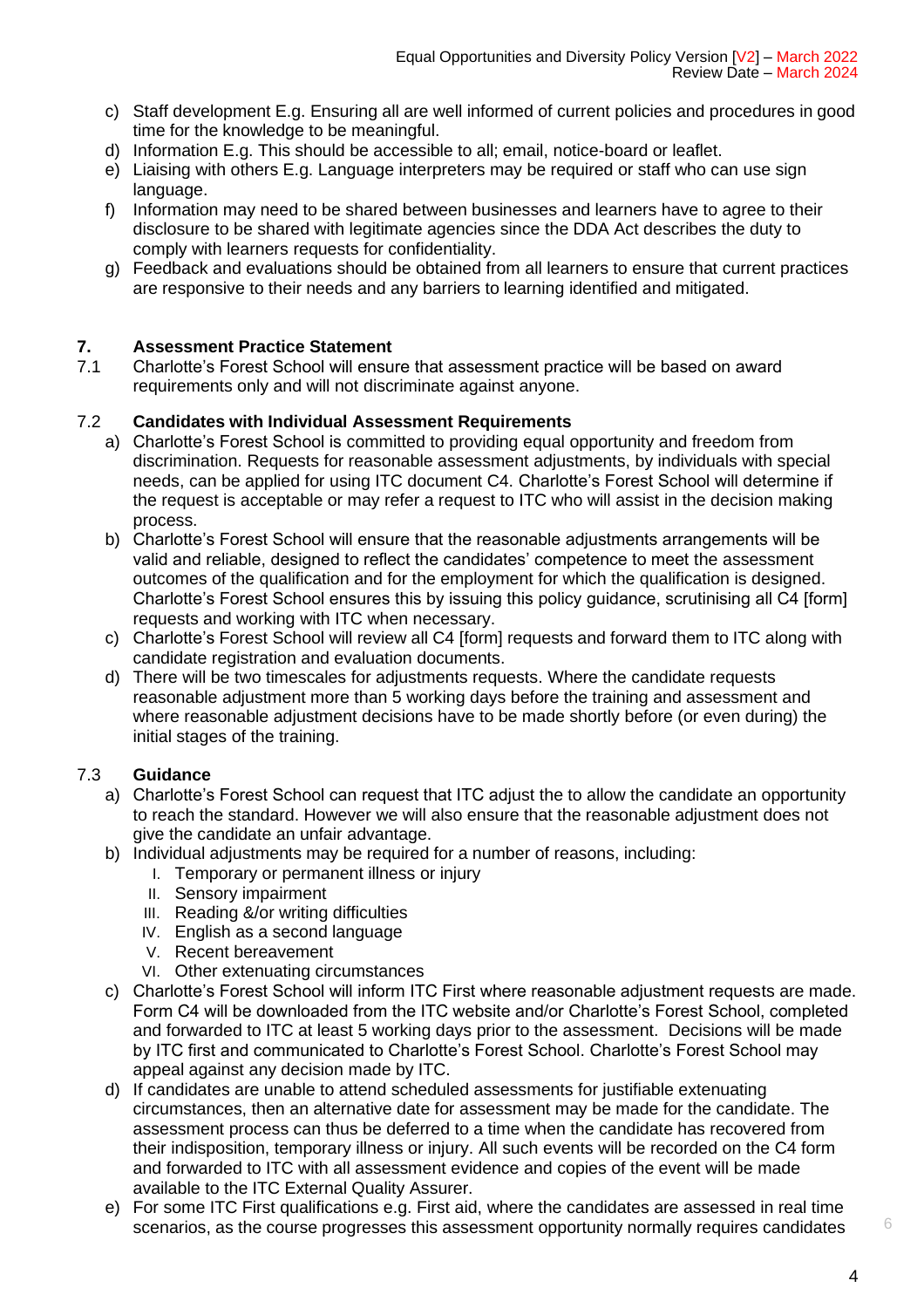c) Staff development E.g. Ensuring all are well informed of current policies and procedures in good time for the knowledge to be meaningful.
d) Information E.g. This should be accessible to all; email, notice-board or leaflet.
e) Liaising with others E.g. Language interpreters may be required or staff who can use sign language.
f) Information may need to be shared between businesses and learners have to agree to their disclosure to be shared with legitimate agencies since the DDA Act describes the duty to comply with learners requests for confidentiality.
g) Feedback and evaluations should be obtained from all learners to ensure that current practices are responsive to their needs and any barriers to learning identified and mitigated.

## 7. Assessment Practice Statement

7.1 Charlotte's Forest School will ensure that assessment practice will be based on award requirements only and will not discriminate against anyone.

### 7.2 Candidates with Individual Assessment Requirements

a) Charlotte's Forest School is committed to providing equal opportunity and freedom from discrimination. Requests for reasonable assessment adjustments, by individuals with special needs, can be applied for using ITC document C4. Charlotte's Forest School will determine if the request is acceptable or may refer a request to ITC who will assist in the decision making process.
b) Charlotte's Forest School will ensure that the reasonable adjustments arrangements will be valid and reliable, designed to reflect the candidates' competence to meet the assessment outcomes of the qualification and for the employment for which the qualification is designed. Charlotte's Forest School ensures this by issuing this policy guidance, scrutinising all C4 [form] requests and working with ITC when necessary.
c) Charlotte's Forest School will review all C4 [form] requests and forward them to ITC along with candidate registration and evaluation documents.
d) There will be two timescales for adjustments requests. Where the candidate requests reasonable adjustment more than 5 working days before the training and assessment and where reasonable adjustment decisions have to be made shortly before (or even during) the initial stages of the training.

### 7.3 Guidance

a) Charlotte's Forest School can request that ITC adjust the to allow the candidate an opportunity to reach the standard. However we will also ensure that the reasonable adjustment does not give the candidate an unfair advantage.
b) Individual adjustments may be required for a number of reasons, including:
   I. Temporary or permanent illness or injury
   II. Sensory impairment
   III. Reading &/or writing difficulties
   IV. English as a second language
   V. Recent bereavement
   VI. Other extenuating circumstances
c) Charlotte's Forest School will inform ITC First where reasonable adjustment requests are made. Form C4 will be downloaded from the ITC website and/or Charlotte's Forest School, completed and forwarded to ITC at least 5 working days prior to the assessment. Decisions will be made by ITC first and communicated to Charlotte's Forest School. Charlotte's Forest School may appeal against any decision made by ITC.
d) If candidates are unable to attend scheduled assessments for justifiable extenuating circumstances, then an alternative date for assessment may be made for the candidate. The assessment process can thus be deferred to a time when the candidate has recovered from their indisposition, temporary illness or injury. All such events will be recorded on the C4 form and forwarded to ITC with all assessment evidence and copies of the event will be made available to the ITC External Quality Assurer.
e) For some ITC First qualifications e.g. First aid, where the candidates are assessed in real time scenarios, as the course progresses this assessment opportunity normally requires candidates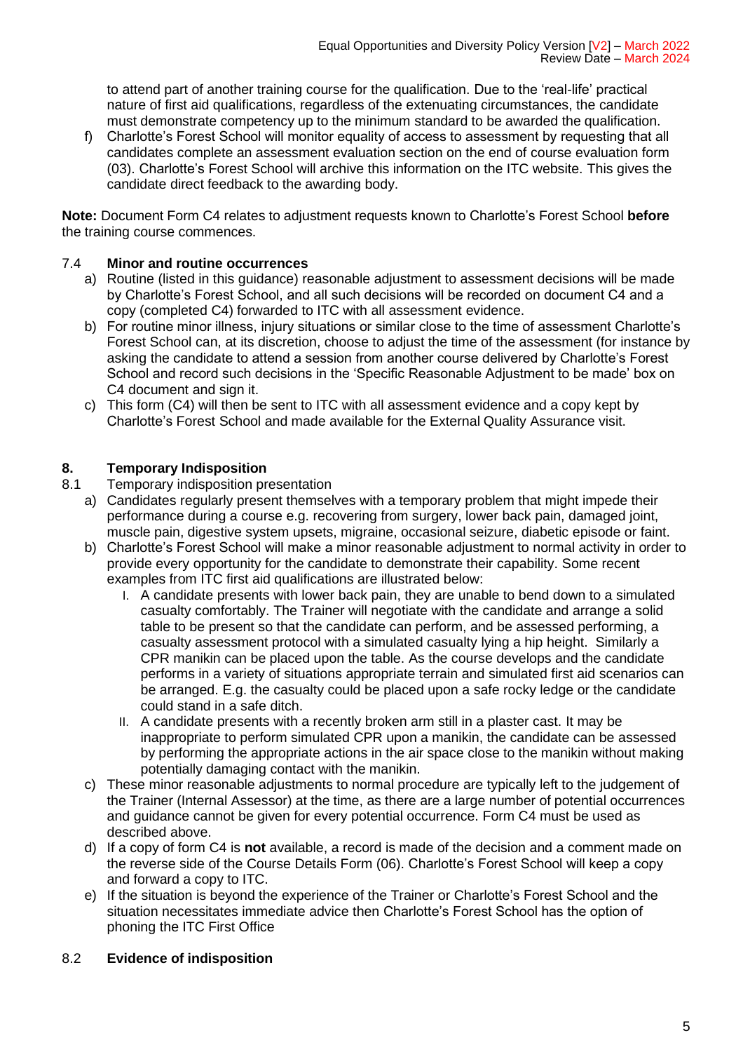to attend part of another training course for the qualification. Due to the 'real-life' practical nature of first aid qualifications, regardless of the extenuating circumstances, the candidate must demonstrate competency up to the minimum standard to be awarded the qualification.

f) Charlotte's Forest School will monitor equality of access to assessment by requesting that all candidates complete an assessment evaluation section on the end of course evaluation form (03). Charlotte's Forest School will archive this information on the ITC website. This gives the candidate direct feedback to the awarding body.

**Note:** Document Form C4 relates to adjustment requests known to Charlotte's Forest School **before** the training course commences.

### 7.4 Minor and routine occurrences

a) Routine (listed in this guidance) reasonable adjustment to assessment decisions will be made by Charlotte's Forest School, and all such decisions will be recorded on document C4 and a copy (completed C4) forwarded to ITC with all assessment evidence.

b) For routine minor illness, injury situations or similar close to the time of assessment Charlotte's Forest School can, at its discretion, choose to adjust the time of the assessment (for instance by asking the candidate to attend a session from another course delivered by Charlotte's Forest School and record such decisions in the 'Specific Reasonable Adjustment to be made' box on C4 document and sign it.

c) This form (C4) will then be sent to ITC with all assessment evidence and a copy kept by Charlotte's Forest School and made available for the External Quality Assurance visit.

## 8. Temporary Indisposition

8.1 Temporary indisposition presentation

a) Candidates regularly present themselves with a temporary problem that might impede their performance during a course e.g. recovering from surgery, lower back pain, damaged joint, muscle pain, digestive system upsets, migraine, occasional seizure, diabetic episode or faint.

b) Charlotte's Forest School will make a minor reasonable adjustment to normal activity in order to provide every opportunity for the candidate to demonstrate their capability. Some recent examples from ITC first aid qualifications are illustrated below:

   I. A candidate presents with lower back pain, they are unable to bend down to a simulated casualty comfortably. The Trainer will negotiate with the candidate and arrange a solid table to be present so that the candidate can perform, and be assessed performing, a casualty assessment protocol with a simulated casualty lying a hip height. Similarly a CPR manikin can be placed upon the table. As the course develops and the candidate performs in a variety of situations appropriate terrain and simulated first aid scenarios can be arranged. E.g. the casualty could be placed upon a safe rocky ledge or the candidate could stand in a safe ditch.

   II. A candidate presents with a recently broken arm still in a plaster cast. It may be inappropriate to perform simulated CPR upon a manikin, the candidate can be assessed by performing the appropriate actions in the air space close to the manikin without making potentially damaging contact with the manikin.

c) These minor reasonable adjustments to normal procedure are typically left to the judgement of the Trainer (Internal Assessor) at the time, as there are a large number of potential occurrences and guidance cannot be given for every potential occurrence. Form C4 must be used as described above.

d) If a copy of form C4 is **not** available, a record is made of the decision and a comment made on the reverse side of the Course Details Form (06). Charlotte's Forest School will keep a copy and forward a copy to ITC.

e) If the situation is beyond the experience of the Trainer or Charlotte's Forest School and the situation necessitates immediate advice then Charlotte's Forest School has the option of phoning the ITC First Office

### 8.2 Evidence of indisposition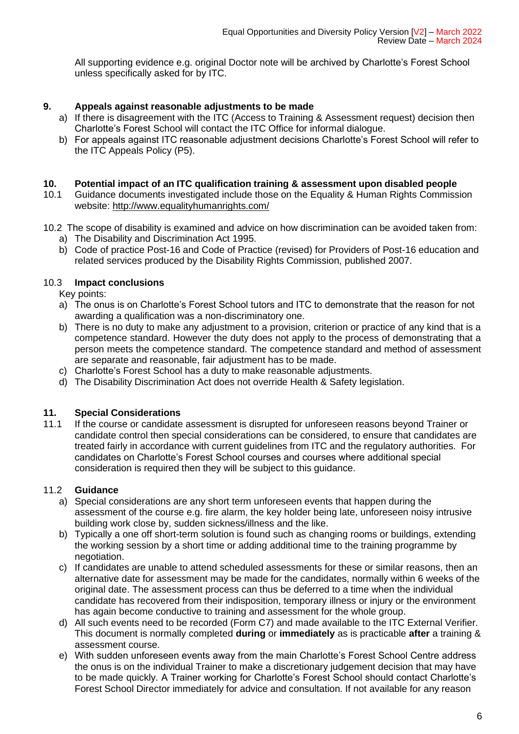All supporting evidence e.g. original Doctor note will be archived by Charlotte's Forest School unless specifically asked for by ITC.

## 9. Appeals against reasonable adjustments to be made

a) If there is disagreement with the ITC (Access to Training & Assessment request) decision then Charlotte's Forest School will contact the ITC Office for informal dialogue.

b) For appeals against ITC reasonable adjustment decisions Charlotte's Forest School will refer to the ITC Appeals Policy (P5).

## 10. Potential impact of an ITC qualification training & assessment upon disabled people

10.1 Guidance documents investigated include those on the Equality & Human Rights Commission website: http://www.equalityhumanrights.com/

10.2 The scope of disability is examined and advice on how discrimination can be avoided taken from:

a) The Disability and Discrimination Act 1995.

b) Code of practice Post-16 and Code of Practice (revised) for Providers of Post-16 education and related services produced by the Disability Rights Commission, published 2007.

### 10.3 Impact conclusions

Key points:

a) The onus is on Charlotte's Forest School tutors and ITC to demonstrate that the reason for not awarding a qualification was a non-discriminatory one.

b) There is no duty to make any adjustment to a provision, criterion or practice of any kind that is a competence standard. However the duty does not apply to the process of demonstrating that a person meets the competence standard. The competence standard and method of assessment are separate and reasonable, fair adjustment has to be made.

c) Charlotte's Forest School has a duty to make reasonable adjustments.

d) The Disability Discrimination Act does not override Health & Safety legislation.

## 11. Special Considerations

11.1 If the course or candidate assessment is disrupted for unforeseen reasons beyond Trainer or candidate control then special considerations can be considered, to ensure that candidates are treated fairly in accordance with current guidelines from ITC and the regulatory authorities. For candidates on Charlotte's Forest School courses and courses where additional special consideration is required then they will be subject to this guidance.

### 11.2 Guidance

a) Special considerations are any short term unforeseen events that happen during the assessment of the course e.g. fire alarm, the key holder being late, unforeseen noisy intrusive building work close by, sudden sickness/illness and the like.

b) Typically a one off short-term solution is found such as changing rooms or buildings, extending the working session by a short time or adding additional time to the training programme by negotiation.

c) If candidates are unable to attend scheduled assessments for these or similar reasons, then an alternative date for assessment may be made for the candidates, normally within 6 weeks of the original date. The assessment process can thus be deferred to a time when the individual candidate has recovered from their indisposition, temporary illness or injury or the environment has again become conductive to training and assessment for the whole group.

d) All such events need to be recorded (Form C7) and made available to the ITC External Verifier. This document is normally completed **during** or **immediately** as is practicable **after** a training & assessment course.

e) With sudden unforeseen events away from the main Charlotte's Forest School Centre address the onus is on the individual Trainer to make a discretionary judgement decision that may have to be made quickly. A Trainer working for Charlotte's Forest School should contact Charlotte's Forest School Director immediately for advice and consultation. If not available for any reason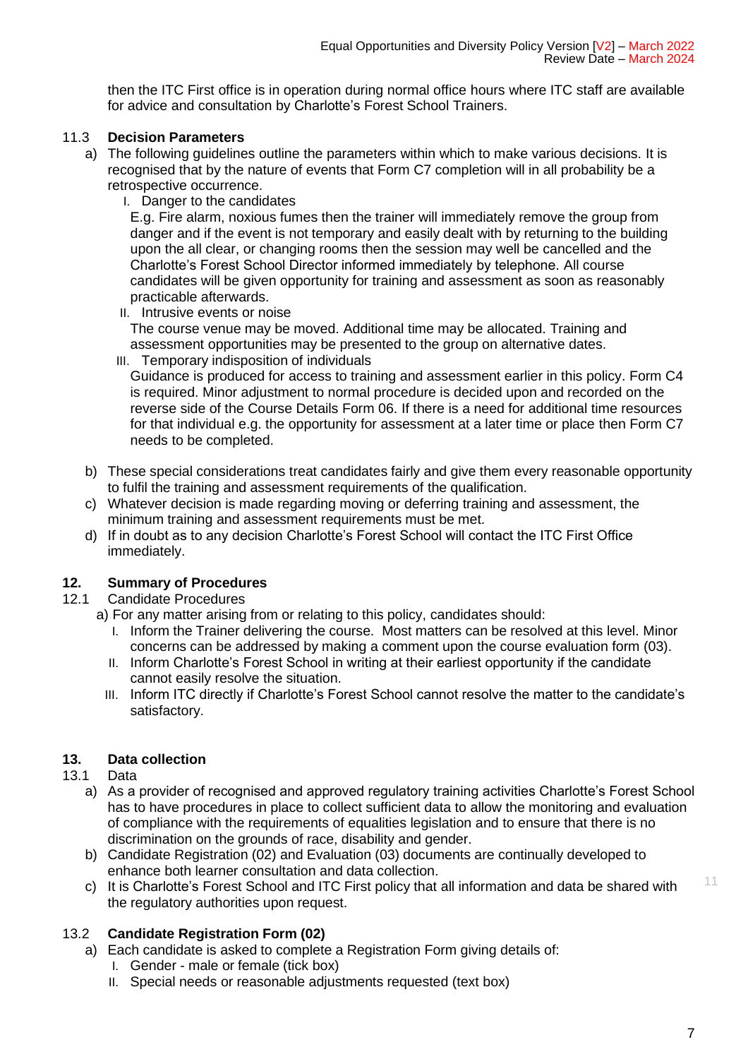then the ITC First office is in operation during normal office hours where ITC staff are available for advice and consultation by Charlotte's Forest School Trainers.

### 11.3 Decision Parameters

a) The following guidelines outline the parameters within which to make various decisions. It is recognised that by the nature of events that Form C7 completion will in all probability be a retrospective occurrence.

   I. Danger to the candidates
   
   E.g. Fire alarm, noxious fumes then the trainer will immediately remove the group from danger and if the event is not temporary and easily dealt with by returning to the building upon the all clear, or changing rooms then the session may well be cancelled and the Charlotte's Forest School Director informed immediately by telephone. All course candidates will be given opportunity for training and assessment as soon as reasonably practicable afterwards.

   II. Intrusive events or noise
   
   The course venue may be moved. Additional time may be allocated. Training and assessment opportunities may be presented to the group on alternative dates.

   III. Temporary indisposition of individuals
   
   Guidance is produced for access to training and assessment earlier in this policy. Form C4 is required. Minor adjustment to normal procedure is decided upon and recorded on the reverse side of the Course Details Form 06. If there is a need for additional time resources for that individual e.g. the opportunity for assessment at a later time or place then Form C7 needs to be completed.

b) These special considerations treat candidates fairly and give them every reasonable opportunity to fulfil the training and assessment requirements of the qualification.

c) Whatever decision is made regarding moving or deferring training and assessment, the minimum training and assessment requirements must be met.

d) If in doubt as to any decision Charlotte's Forest School will contact the ITC First Office immediately.

## 12. Summary of Procedures

12.1 Candidate Procedures

a) For any matter arising from or relating to this policy, candidates should:

   I. Inform the Trainer delivering the course. Most matters can be resolved at this level. Minor concerns can be addressed by making a comment upon the course evaluation form (03).
   
   II. Inform Charlotte's Forest School in writing at their earliest opportunity if the candidate cannot easily resolve the situation.
   
   III. Inform ITC directly if Charlotte's Forest School cannot resolve the matter to the candidate's satisfactory.

## 13. Data collection

13.1 Data

a) As a provider of recognised and approved regulatory training activities Charlotte's Forest School has to have procedures in place to collect sufficient data to allow the monitoring and evaluation of compliance with the requirements of equalities legislation and to ensure that there is no discrimination on the grounds of race, disability and gender.

b) Candidate Registration (02) and Evaluation (03) documents are continually developed to enhance both learner consultation and data collection.

c) It is Charlotte's Forest School and ITC First policy that all information and data be shared with the regulatory authorities upon request.

### 13.2 Candidate Registration Form (02)

a) Each candidate is asked to complete a Registration Form giving details of:

   I. Gender - male or female (tick box)
   
   II. Special needs or reasonable adjustments requested (text box)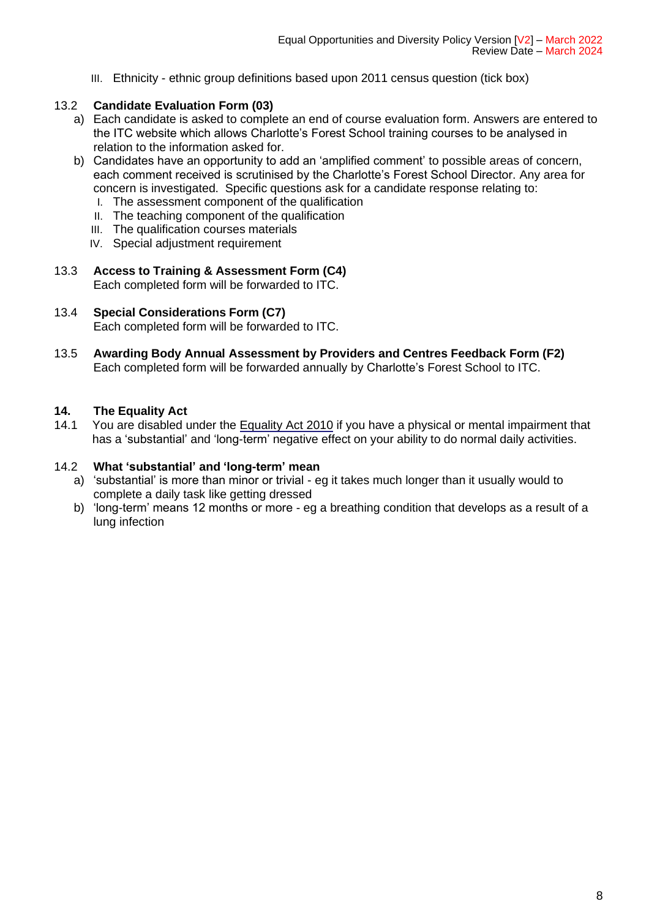III. Ethnicity - ethnic group definitions based upon 2011 census question (tick box)

### 13.2 Candidate Evaluation Form (03)

a) Each candidate is asked to complete an end of course evaluation form. Answers are entered to the ITC website which allows Charlotte's Forest School training courses to be analysed in relation to the information asked for.

b) Candidates have an opportunity to add an 'amplified comment' to possible areas of concern, each comment received is scrutinised by the Charlotte's Forest School Director. Any area for concern is investigated. Specific questions ask for a candidate response relating to:

I. The assessment component of the qualification
II. The teaching component of the qualification
III. The qualification courses materials
IV. Special adjustment requirement

### 13.3 Access to Training & Assessment Form (C4)

Each completed form will be forwarded to ITC.

### 13.4 Special Considerations Form (C7)

Each completed form will be forwarded to ITC.

### 13.5 Awarding Body Annual Assessment by Providers and Centres Feedback Form (F2)

Each completed form will be forwarded annually by Charlotte's Forest School to ITC.

## 14. The Equality Act

14.1 You are disabled under the Equality Act 2010 if you have a physical or mental impairment that has a 'substantial' and 'long-term' negative effect on your ability to do normal daily activities.

### 14.2 What 'substantial' and 'long-term' mean

a) 'substantial' is more than minor or trivial - eg it takes much longer than it usually would to complete a daily task like getting dressed

b) 'long-term' means 12 months or more - eg a breathing condition that develops as a result of a lung infection